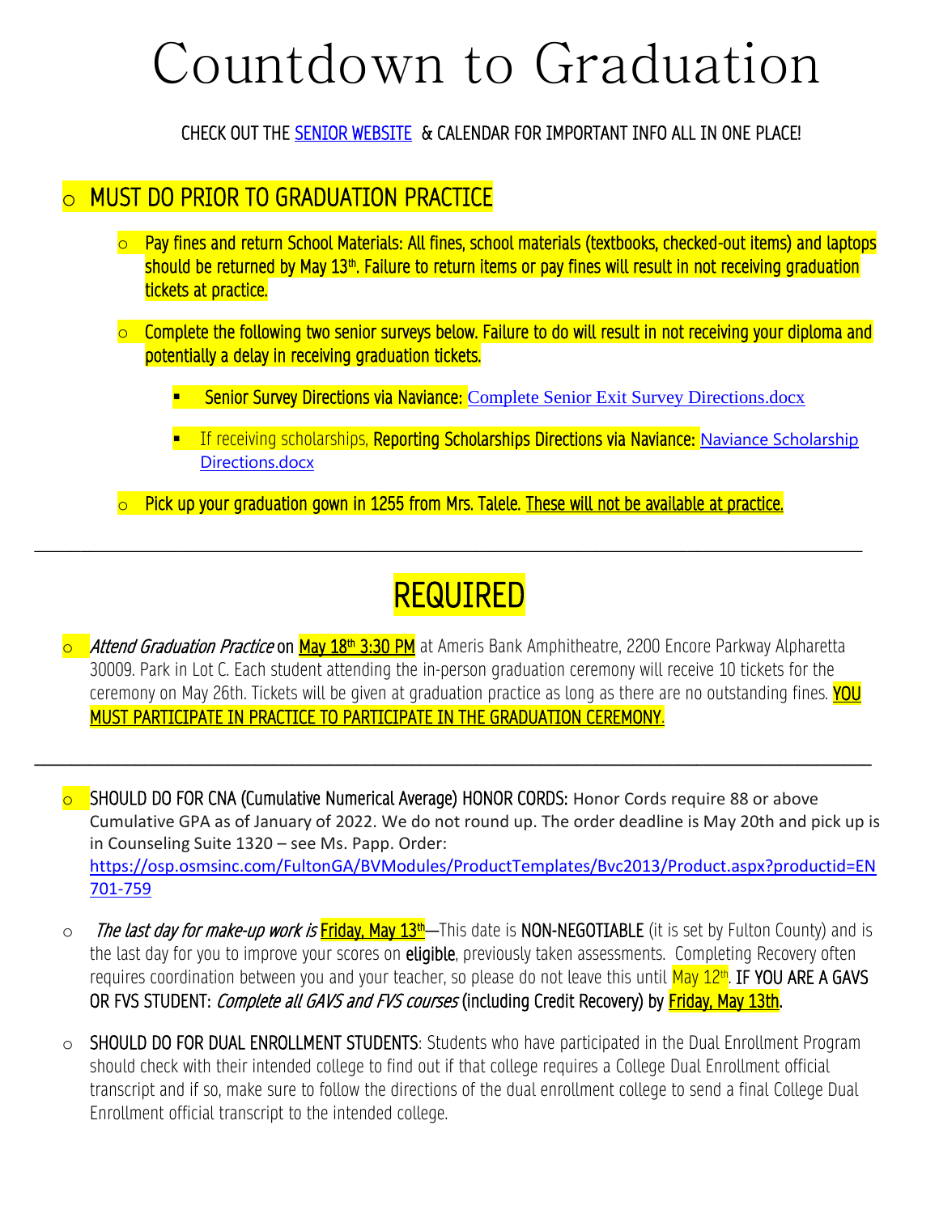# Countdown to Graduation

CHECK OUT THE [SENIOR WEBSITE](#) & CALENDAR FOR IMPORTANT INFO ALL IN ONE PLACE!

## MUST DO PRIOR TO GRADUATION PRACTICE

- Pay fines and return School Materials: All fines, school materials (textbooks, checked-out items) and laptops should be returned by May 13th. Failure to return items or pay fines will result in not receiving graduation tickets at practice.
- Complete the following two senior surveys below. Failure to do will result in not receiving your diploma and potentially a delay in receiving graduation tickets.
  - Senior Survey Directions via Naviance: [Complete Senior Exit Survey Directions.docx](#)
  - If receiving scholarships, Reporting Scholarships Directions via Naviance: [Naviance Scholarship Directions.docx](#)
- Pick up your graduation gown in 1255 from Mrs. Talele. These will not be available at practice.

---

## REQUIRED

- *Attend Graduation Practice* on May 18th 3:30 PM at Ameris Bank Amphitheatre, 2200 Encore Parkway Alpharetta 30009. Park in Lot C. Each student attending the in-person graduation ceremony will receive 10 tickets for the ceremony on May 26th. Tickets will be given at graduation practice as long as there are no outstanding fines. YOU MUST PARTICIPATE IN PRACTICE TO PARTICIPATE IN THE GRADUATION CEREMONY.

---

- SHOULD DO FOR CNA (Cumulative Numerical Average) HONOR CORDS: Honor Cords require 88 or above Cumulative GPA as of January of 2022. We do not round up. The order deadline is May 20th and pick up is in Counseling Suite 1320 – see Ms. Papp. Order: https://osp.osmsinc.com/FultonGA/BVModules/ProductTemplates/Bvc2013/Product.aspx?productid=EN701-759
- *The last day for make-up work is* Friday, May 13th—This date is NON-NEGOTIABLE (it is set by Fulton County) and is the last day for you to improve your scores on **eligible**, previously taken assessments. Completing Recovery often requires coordination between you and your teacher, so please do not leave this until May 12th. IF YOU ARE A GAVS OR FVS STUDENT: *Complete all GAVS and FVS courses* (including Credit Recovery) by Friday, May 13th.
- SHOULD DO FOR DUAL ENROLLMENT STUDENTS: Students who have participated in the Dual Enrollment Program should check with their intended college to find out if that college requires a College Dual Enrollment official transcript and if so, make sure to follow the directions of the dual enrollment college to send a final College Dual Enrollment official transcript to the intended college.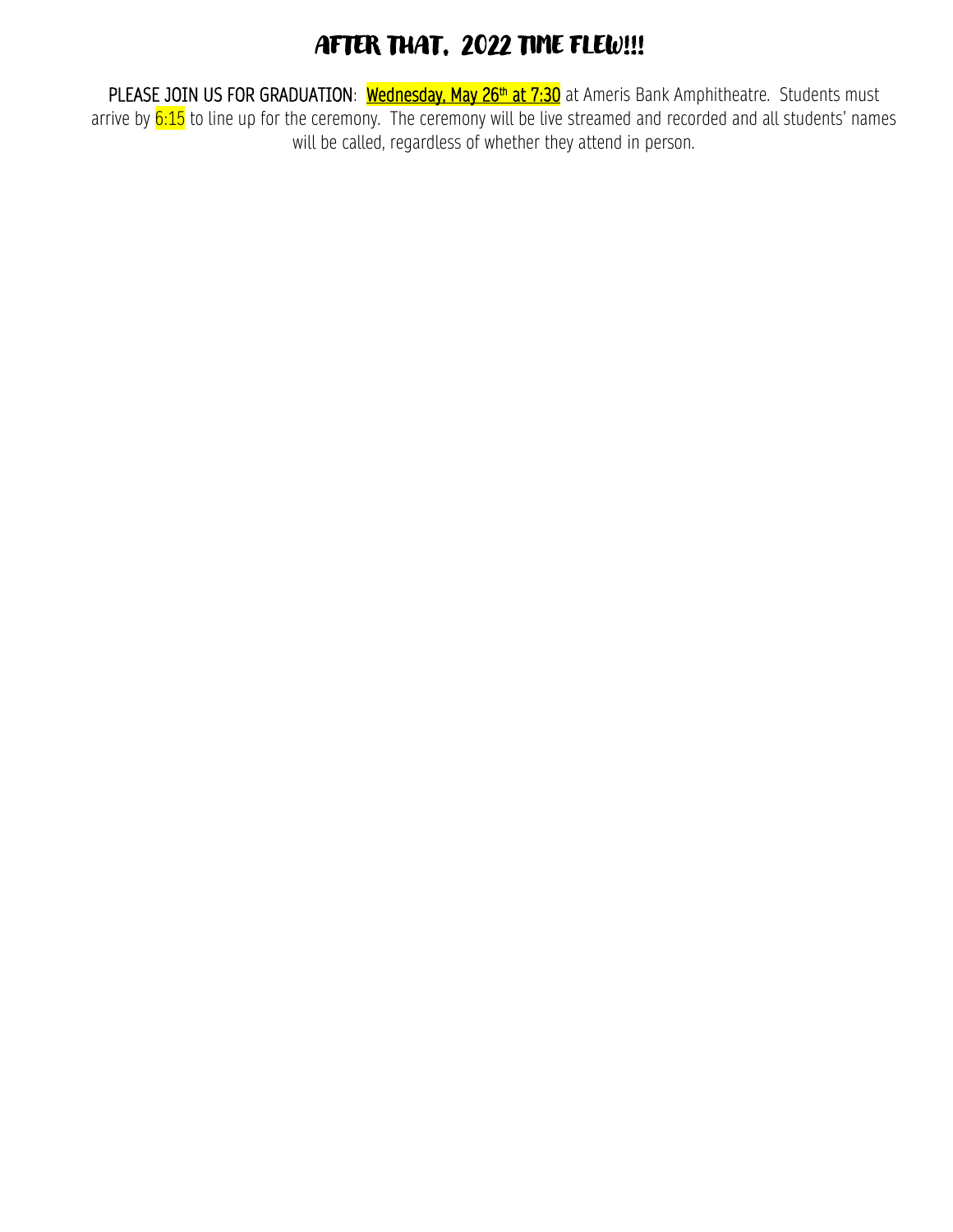# AFTER THAT, 2022 TIME FLEW!!!

**PLEASE JOIN US FOR GRADUATION**: **Wednesday, May 26th at 7:30** at Ameris Bank Amphitheatre. Students must arrive by 6:15 to line up for the ceremony. The ceremony will be live streamed and recorded and all students' names will be called, regardless of whether they attend in person.